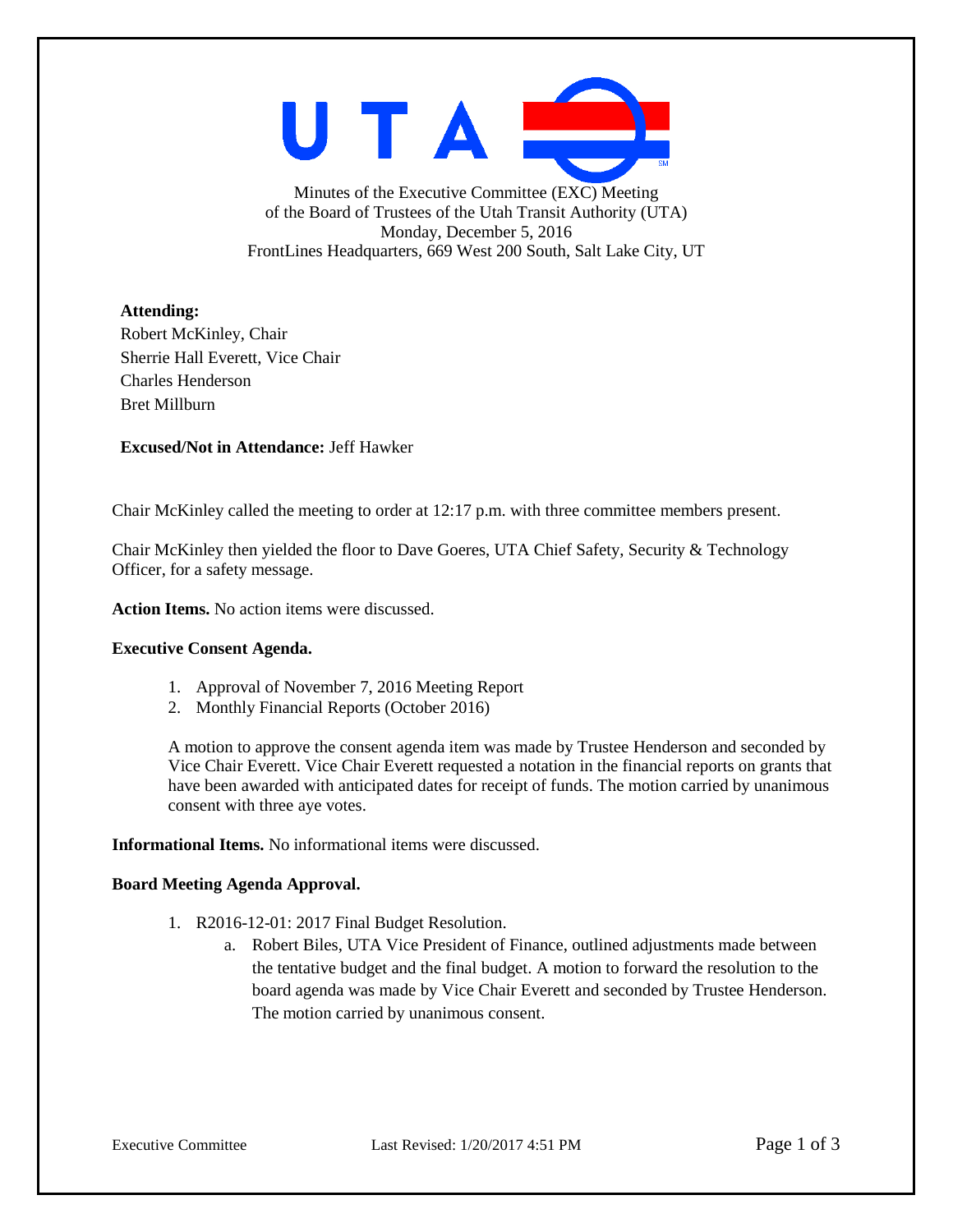Minutes of the Executive Committee (EXC) Meeting
of the Board of Trustees of the Utah Transit Authority (UTA)
Monday, December 5, 2016
FrontLines Headquarters, 669 West 200 South, Salt Lake City, UT

**Attending:**
Robert McKinley, Chair
Sherrie Hall Everett, Vice Chair
Charles Henderson
Bret Millburn

**Excused/Not in Attendance:** Jeff Hawker

Chair McKinley called the meeting to order at 12:17 p.m. with three committee members present.

Chair McKinley then yielded the floor to Dave Goeres, UTA Chief Safety, Security & Technology Officer, for a safety message.

**Action Items.** No action items were discussed.

**Executive Consent Agenda.**

1. Approval of November 7, 2016 Meeting Report
2. Monthly Financial Reports (October 2016)

A motion to approve the consent agenda item was made by Trustee Henderson and seconded by Vice Chair Everett. Vice Chair Everett requested a notation in the financial reports on grants that have been awarded with anticipated dates for receipt of funds. The motion carried by unanimous consent with three aye votes.

**Informational Items.** No informational items were discussed.

**Board Meeting Agenda Approval.**

1. R2016-12-01: 2017 Final Budget Resolution.
   a. Robert Biles, UTA Vice President of Finance, outlined adjustments made between the tentative budget and the final budget. A motion to forward the resolution to the board agenda was made by Vice Chair Everett and seconded by Trustee Henderson. The motion carried by unanimous consent.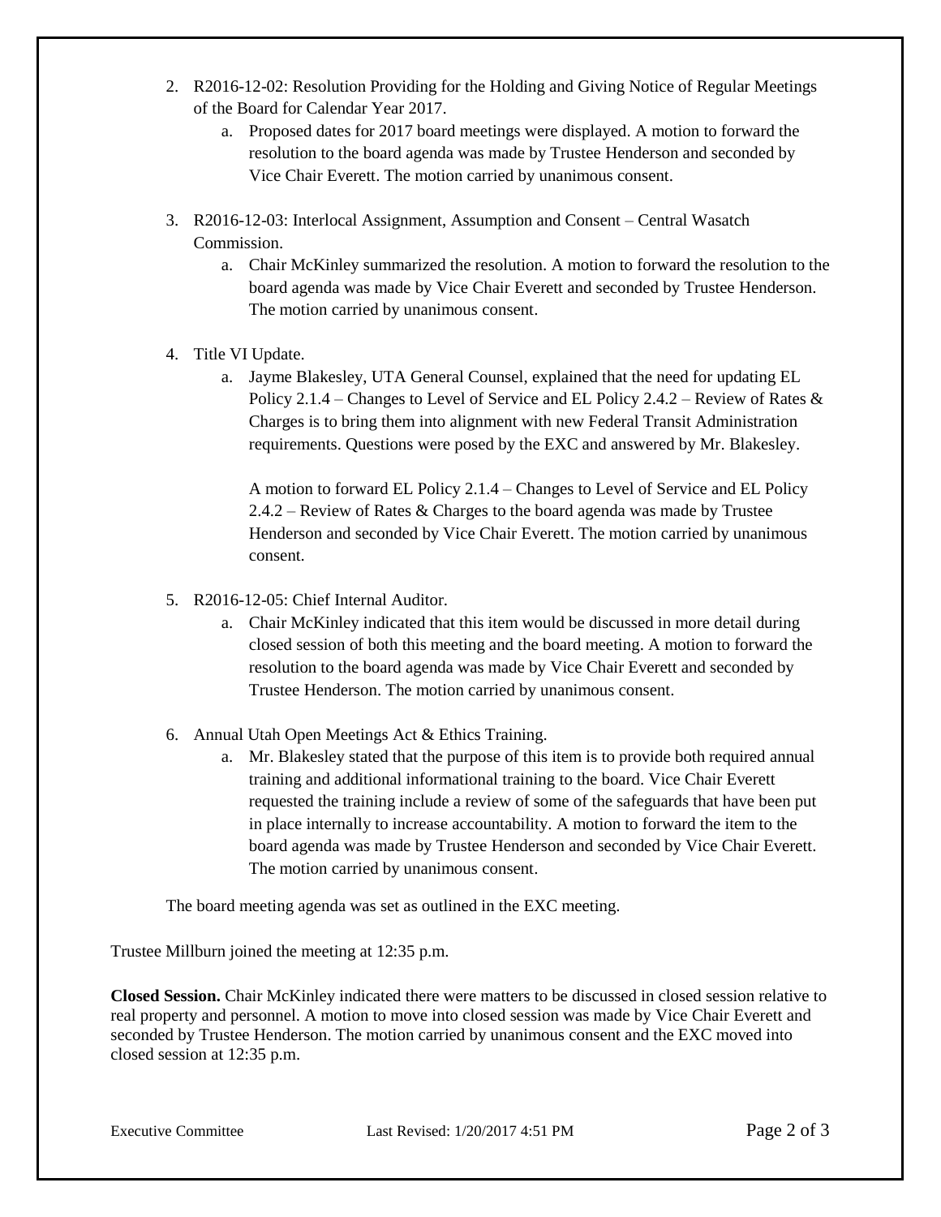2. R2016-12-02: Resolution Providing for the Holding and Giving Notice of Regular Meetings of the Board for Calendar Year 2017.
    a. Proposed dates for 2017 board meetings were displayed. A motion to forward the resolution to the board agenda was made by Trustee Henderson and seconded by Vice Chair Everett. The motion carried by unanimous consent.

3. R2016-12-03: Interlocal Assignment, Assumption and Consent – Central Wasatch Commission.
    a. Chair McKinley summarized the resolution. A motion to forward the resolution to the board agenda was made by Vice Chair Everett and seconded by Trustee Henderson. The motion carried by unanimous consent.

4. Title VI Update.
    a. Jayme Blakesley, UTA General Counsel, explained that the need for updating EL Policy 2.1.4 – Changes to Level of Service and EL Policy 2.4.2 – Review of Rates & Charges is to bring them into alignment with new Federal Transit Administration requirements. Questions were posed by the EXC and answered by Mr. Blakesley.

       A motion to forward EL Policy 2.1.4 – Changes to Level of Service and EL Policy 2.4.2 – Review of Rates & Charges to the board agenda was made by Trustee Henderson and seconded by Vice Chair Everett. The motion carried by unanimous consent.

5. R2016-12-05: Chief Internal Auditor.
    a. Chair McKinley indicated that this item would be discussed in more detail during closed session of both this meeting and the board meeting. A motion to forward the resolution to the board agenda was made by Vice Chair Everett and seconded by Trustee Henderson. The motion carried by unanimous consent.

6. Annual Utah Open Meetings Act & Ethics Training.
    a. Mr. Blakesley stated that the purpose of this item is to provide both required annual training and additional informational training to the board. Vice Chair Everett requested the training include a review of some of the safeguards that have been put in place internally to increase accountability. A motion to forward the item to the board agenda was made by Trustee Henderson and seconded by Vice Chair Everett. The motion carried by unanimous consent.

The board meeting agenda was set as outlined in the EXC meeting.

Trustee Millburn joined the meeting at 12:35 p.m.

**Closed Session.** Chair McKinley indicated there were matters to be discussed in closed session relative to real property and personnel. A motion to move into closed session was made by Vice Chair Everett and seconded by Trustee Henderson. The motion carried by unanimous consent and the EXC moved into closed session at 12:35 p.m.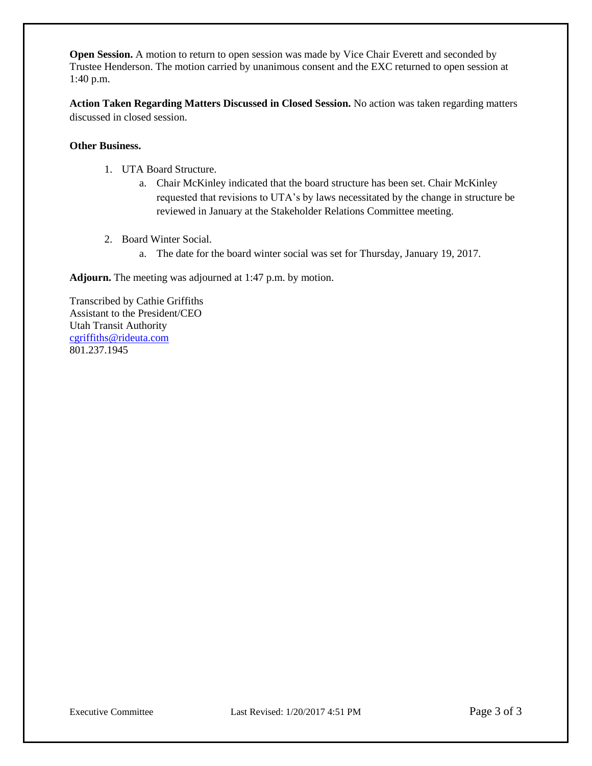**Open Session.** A motion to return to open session was made by Vice Chair Everett and seconded by Trustee Henderson. The motion carried by unanimous consent and the EXC returned to open session at 1:40 p.m.

**Action Taken Regarding Matters Discussed in Closed Session.** No action was taken regarding matters discussed in closed session.

**Other Business.**

1. UTA Board Structure.
   a. Chair McKinley indicated that the board structure has been set. Chair McKinley requested that revisions to UTA's by laws necessitated by the change in structure be reviewed in January at the Stakeholder Relations Committee meeting.

2. Board Winter Social.
   a. The date for the board winter social was set for Thursday, January 19, 2017.

**Adjourn.** The meeting was adjourned at 1:47 p.m. by motion.

Transcribed by Cathie Griffiths
Assistant to the President/CEO
Utah Transit Authority
cgriffiths@rideuta.com
801.237.1945

Executive Committee Last Revised: 1/20/2017 4:51 PM